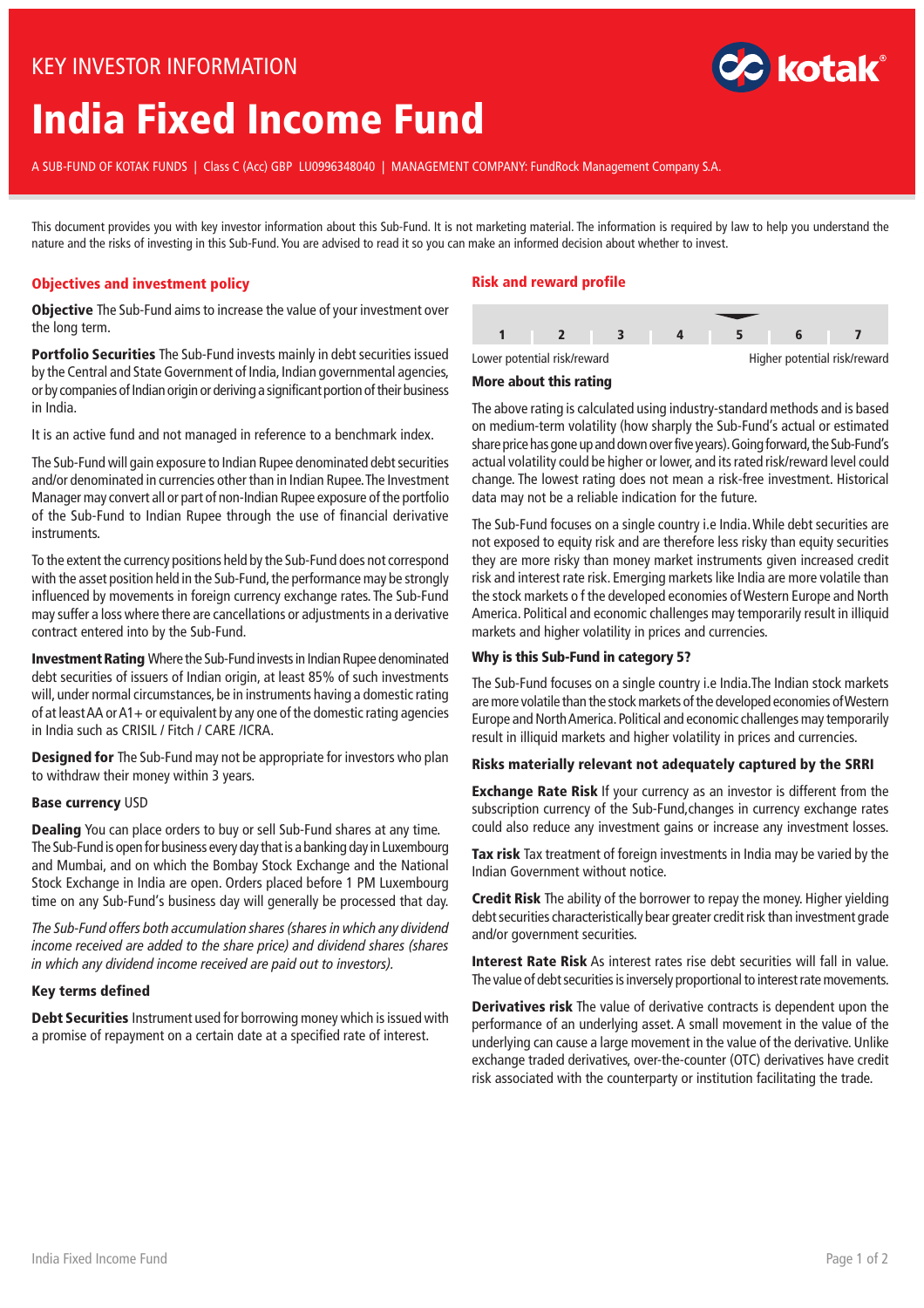KEY INVESTOR INFORMATION

# India Fixed Income Fund

A SUB-FUND OF KOTAK FUNDS | Class C (Acc) GBP LU0996348040 | MANAGEMENT COMPANY: FundRock Management Company S.A.

This document provides you with key investor information about this Sub-Fund. It is not marketing material. The information is required by law to help you understand the nature and the risks of investing in this Sub-Fund. You are advised to read it so you can make an informed decision about whether to invest.

## Objectives and investment policy

**Objective** The Sub-Fund aims to increase the value of your investment over the long term.

**Portfolio Securities** The Sub-Fund invests mainly in debt securities issued by the Central and State Government of India, Indian governmental agencies, or by companies of Indian origin or deriving a significant portion of their business in India.

It is an active fund and not managed in reference to a benchmark index.

The Sub-Fund will gain exposure to Indian Rupee denominated debt securities and/or denominated in currencies other than in Indian Rupee. The Investment Manager may convert all or part of non-Indian Rupee exposure of the portfolio of the Sub-Fund to Indian Rupee through the use of financial derivative instruments.

To the extent the currency positions held by the Sub-Fund does not correspond with the asset position held in the Sub-Fund, the performance may be strongly influenced by movements in foreign currency exchange rates. The Sub-Fund may suffer a loss where there are cancellations or adjustments in a derivative contract entered into by the Sub-Fund.

**Investment Rating** Where the Sub-Fund invests in Indian Rupee denominated debt securities of issuers of Indian origin, at least 85% of such investments will, under normal circumstances, be in instruments having a domestic rating of at least AA or A1+ or equivalent by any one of the domestic rating agencies in India such as CRISIL / Fitch / CARE /ICRA.

**Designed for** The Sub-Fund may not be appropriate for investors who plan to withdraw their money within 3 years.

**Base currency** USD

**Dealing** You can place orders to buy or sell Sub-Fund shares at any time. The Sub-Fund is open for business every day that is a banking day in Luxembourg and Mumbai, and on which the Bombay Stock Exchange and the National Stock Exchange in India are open. Orders placed before 1 PM Luxembourg time on any Sub-Fund's business day will generally be processed that day.

*The Sub-Fund offers both accumulation shares (shares in which any dividend income received are added to the share price) and dividend shares (shares in which any dividend income received are paid out to investors).*

**Key terms defined**

**Debt Securities** Instrument used for borrowing money which is issued with a promise of repayment on a certain date at a specified rate of interest.

## Risk and reward profile

| 1 | 2 | 3 | 4 | 5 | 6 | 7 |
|---|---|---|---|---|---|---|

Lower potential risk/reward — Higher potential risk/reward

**More about this rating**

The above rating is calculated using industry-standard methods and is based on medium-term volatility (how sharply the Sub-Fund's actual or estimated share price has gone up and down over five years). Going forward, the Sub-Fund's actual volatility could be higher or lower, and its rated risk/reward level could change. The lowest rating does not mean a risk-free investment. Historical data may not be a reliable indication for the future.

The Sub-Fund focuses on a single country i.e India. While debt securities are not exposed to equity risk and are therefore less risky than equity securities they are more risky than money market instruments given increased credit risk and interest rate risk. Emerging markets like India are more volatile than the stock markets o f the developed economies of Western Europe and North America. Political and economic challenges may temporarily result in illiquid markets and higher volatility in prices and currencies.

**Why is this Sub-Fund in category 5?**

The Sub-Fund focuses on a single country i.e India.The Indian stock markets are more volatile than the stock markets of the developed economies of Western Europe and North America. Political and economic challenges may temporarily result in illiquid markets and higher volatility in prices and currencies.

**Risks materially relevant not adequately captured by the SRRI**

**Exchange Rate Risk** If your currency as an investor is different from the subscription currency of the Sub-Fund,changes in currency exchange rates could also reduce any investment gains or increase any investment losses.

**Tax risk** Tax treatment of foreign investments in India may be varied by the Indian Government without notice.

**Credit Risk** The ability of the borrower to repay the money. Higher yielding debt securities characteristically bear greater credit risk than investment grade and/or government securities.

**Interest Rate Risk** As interest rates rise debt securities will fall in value. The value of debt securities is inversely proportional to interest rate movements.

**Derivatives risk** The value of derivative contracts is dependent upon the performance of an underlying asset. A small movement in the value of the underlying can cause a large movement in the value of the derivative. Unlike exchange traded derivatives, over-the-counter (OTC) derivatives have credit risk associated with the counterparty or institution facilitating the trade.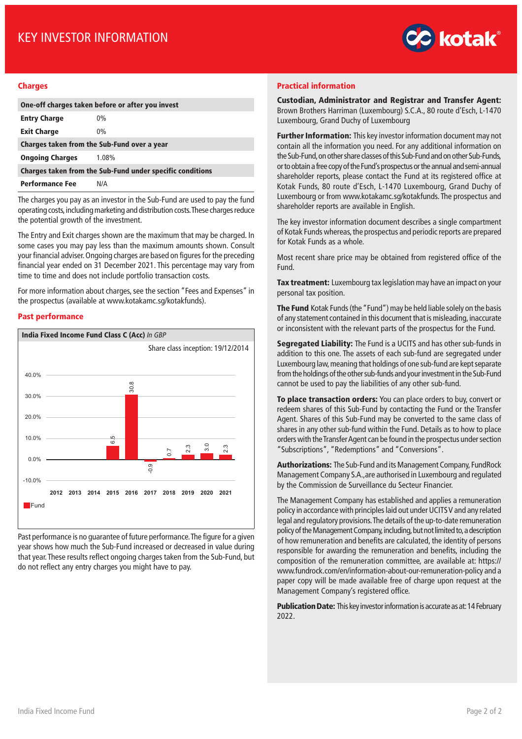# KEY INVESTOR INFORMATION

## Charges

| One-off charges taken before or after you invest | |
|---|---|
| **Entry Charge** | 0% |
| **Exit Charge** | 0% |
| **Charges taken from the Sub-Fund over a year** | |
| **Ongoing Charges** | 1.08% |
| **Charges taken from the Sub-Fund under specific conditions** | |
| **Performance Fee** | N/A |

The charges you pay as an investor in the Sub-Fund are used to pay the fund operating costs, including marketing and distribution costs. These charges reduce the potential growth of the investment.

The Entry and Exit charges shown are the maximum that may be charged. In some cases you may pay less than the maximum amounts shown. Consult your financial adviser. Ongoing charges are based on figures for the preceding financial year ended on 31 December 2021. This percentage may vary from time to time and does not include portfolio transaction costs.

For more information about charges, see the section "Fees and Expenses" in the prospectus (available at www.kotakamc.sg/kotakfunds).

## Past performance

**India Fixed Income Fund Class C (Acc)** *In GBP*

Share class inception: 19/12/2014

40.0%
30.0%
20.0%
10.0%
0.0%
-10.0%

2012 2013 2014 2015 2016 2017 2018 2019 2020 2021

6.5
30.8
-0.9
0.7
2.3
3.0
2.3

Fund

Past performance is no guarantee of future performance. The figure for a given year shows how much the Sub-Fund increased or decreased in value during that year. These results reflect ongoing charges taken from the Sub-Fund, but do not reflect any entry charges you might have to pay.

## Practical information

**Custodian, Administrator and Registrar and Transfer Agent:** Brown Brothers Harriman (Luxembourg) S.C.A., 80 route d'Esch, L-1470 Luxembourg, Grand Duchy of Luxembourg

**Further Information:** This key investor information document may not contain all the information you need. For any additional information on the Sub-Fund, on other share classes of this Sub-Fund and on other Sub-Funds, or to obtain a free copy of the Fund's prospectus or the annual and semi-annual shareholder reports, please contact the Fund at its registered office at Kotak Funds, 80 route d'Esch, L-1470 Luxembourg, Grand Duchy of Luxembourg or from www.kotakamc.sg/kotakfunds. The prospectus and shareholder reports are available in English.

The key investor information document describes a single compartment of Kotak Funds whereas, the prospectus and periodic reports are prepared for Kotak Funds as a whole.

Most recent share price may be obtained from registered office of the Fund.

**Tax treatment:** Luxembourg tax legislation may have an impact on your personal tax position.

**The Fund** Kotak Funds (the "Fund") may be held liable solely on the basis of any statement contained in this document that is misleading, inaccurate or inconsistent with the relevant parts of the prospectus for the Fund.

**Segregated Liability:** The Fund is a UCITS and has other sub-funds in addition to this one. The assets of each sub-fund are segregated under Luxembourg law, meaning that holdings of one sub-fund are kept separate from the holdings of the other sub-funds and your investment in the Sub-Fund cannot be used to pay the liabilities of any other sub-fund.

**To place transaction orders:** You can place orders to buy, convert or redeem shares of this Sub-Fund by contacting the Fund or the Transfer Agent. Shares of this Sub-Fund may be converted to the same class of shares in any other sub-fund within the Fund. Details as to how to place orders with the Transfer Agent can be found in the prospectus under section "Subscriptions", "Redemptions" and "Conversions".

**Authorizations:** The Sub-Fund and its Management Company, FundRock Management Company S.A., are authorised in Luxembourg and regulated by the Commission de Surveillance du Secteur Financier.

The Management Company has established and applies a remuneration policy in accordance with principles laid out under UCITS V and any related legal and regulatory provisions. The details of the up-to-date remuneration policy of the Management Company, including, but not limited to, a description of how remuneration and benefits are calculated, the identity of persons responsible for awarding the remuneration and benefits, including the composition of the remuneration committee, are available at: https://www.fundrock.com/en/information-about-our-remuneration-policy and a paper copy will be made available free of charge upon request at the Management Company's registered office.

**Publication Date:** This key investor information is accurate as at: 14 February 2022.